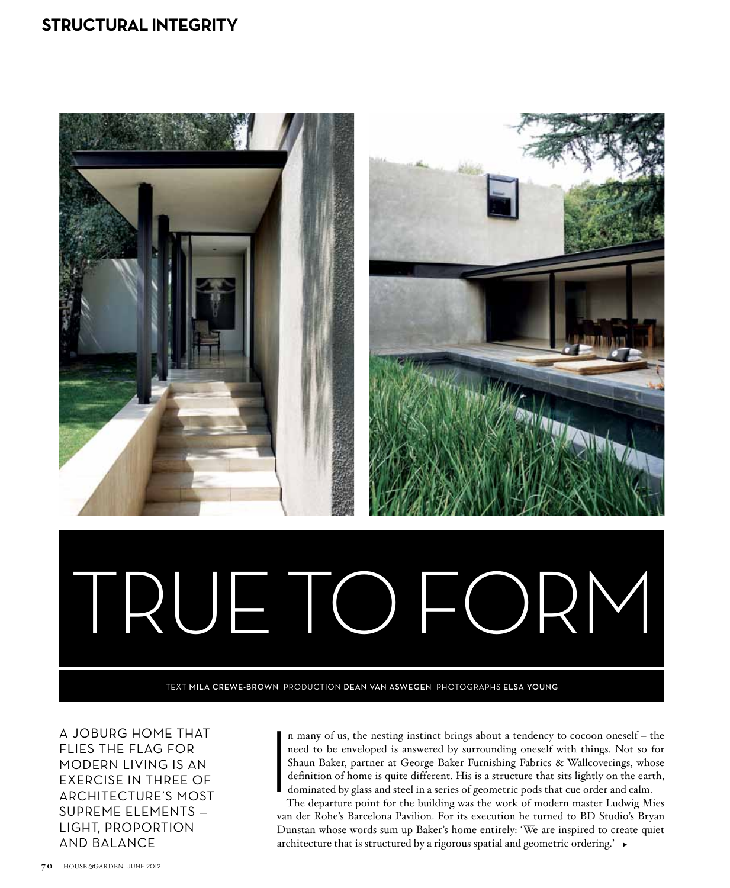# TRUE TO FORM

TEXT **MILA CREWE-BROWN** PRODUCTION **DEAN VAN ASWEGEN** PHOTOGRAPHS **ELSA YOUNG**

A JOBURG HOME THAT FLIES THE FLAG FOR MODERN LIVING IS AN EXERCISE IN THREE OF ARCHITECTURE'S MOST SUPREME ELEMENTS – LIGHT, PROPORTION AND BALANCE

In many of us, the nesting instinct brings about a tendency to cocoon oneself – the need to be enveloped is answered by surrounding oneself with things. Not so for Shaun Baker, partner at George Baker Furnishing Fabrics & Wallcoverings, whose definition of home is quite different. His is a structure that sits lightly on the earth, dominated by glass and steel in a series of geometric pods that cue order and calm.

The departure point for the building was the work of modern master Ludwig Mies van der Rohe's Barcelona Pavilion. For its execution he turned to BD Studio's Bryan Dunstan whose words sum up Baker's home entirely: 'We are inspired to create quiet architecture that is structured by a rigorous spatial and geometric ordering.' ►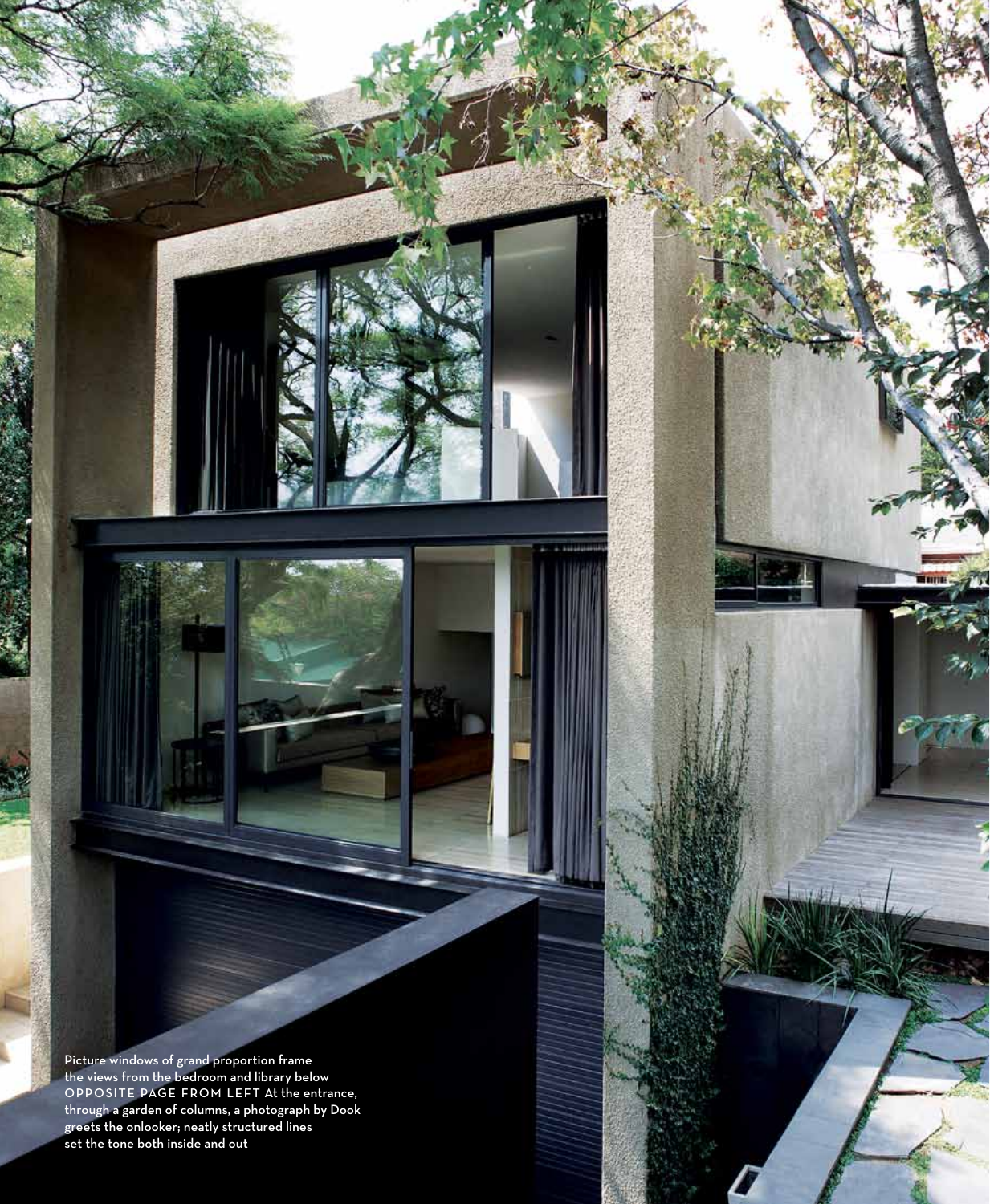Picture windows of grand proportion frame the views from the bedroom and library below
OPPOSITE PAGE FROM LEFT At the entrance, through a garden of columns, a photograph by Dook greets the onlooker; neatly structured lines set the tone both inside and out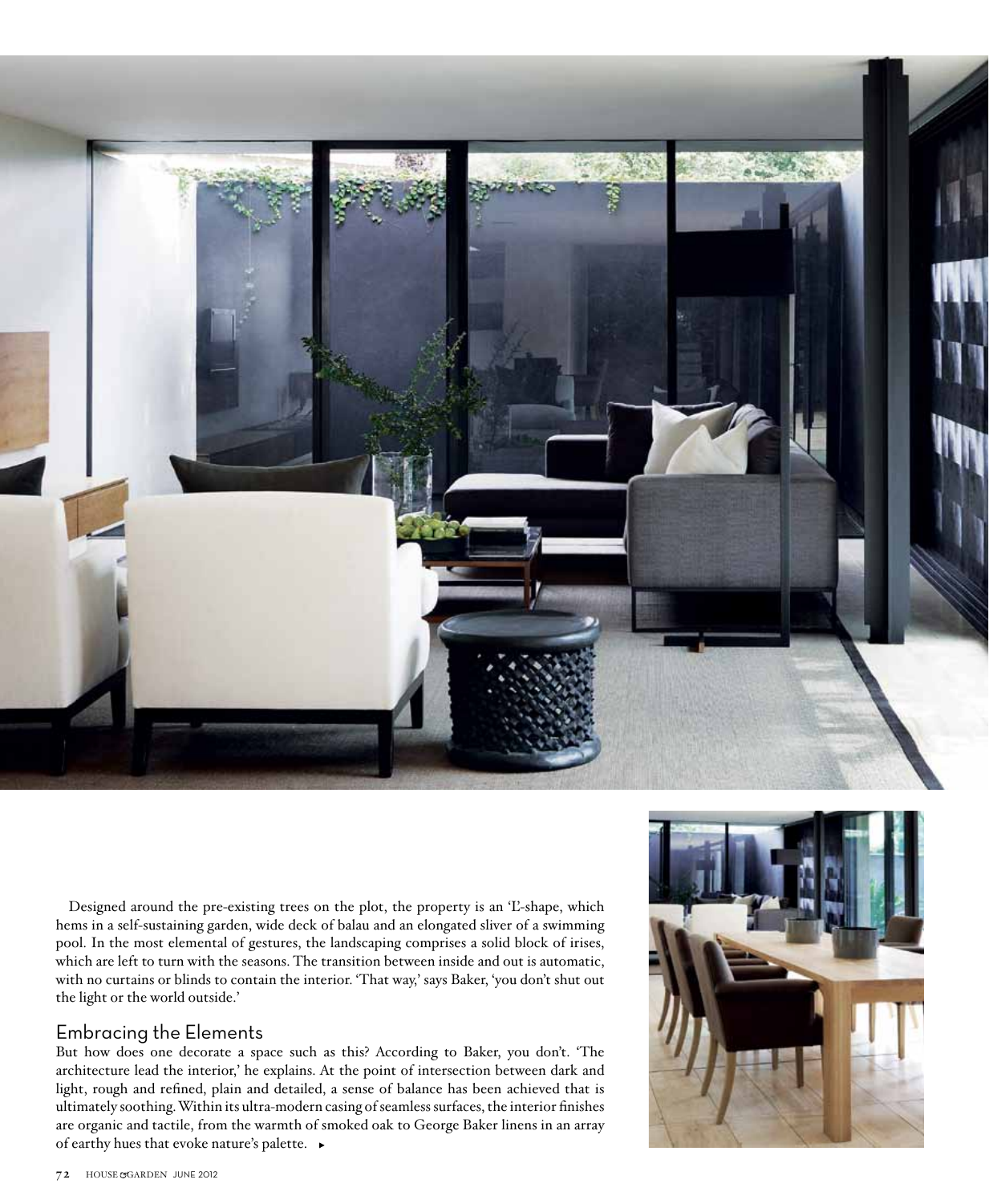Designed around the pre-existing trees on the plot, the property is an 'L'-shape, which hems in a self-sustaining garden, wide deck of balau and an elongated sliver of a swimming pool. In the most elemental of gestures, the landscaping comprises a solid block of irises, which are left to turn with the seasons. The transition between inside and out is automatic, with no curtains or blinds to contain the interior. 'That way,' says Baker, 'you don't shut out the light or the world outside.'

## Embracing the Elements

But how does one decorate a space such as this? According to Baker, you don't. 'The architecture lead the interior,' he explains. At the point of intersection between dark and light, rough and refined, plain and detailed, a sense of balance has been achieved that is ultimately soothing. Within its ultra-modern casing of seamless surfaces, the interior finishes are organic and tactile, from the warmth of smoked oak to George Baker linens in an array of earthy hues that evoke nature's palette. ►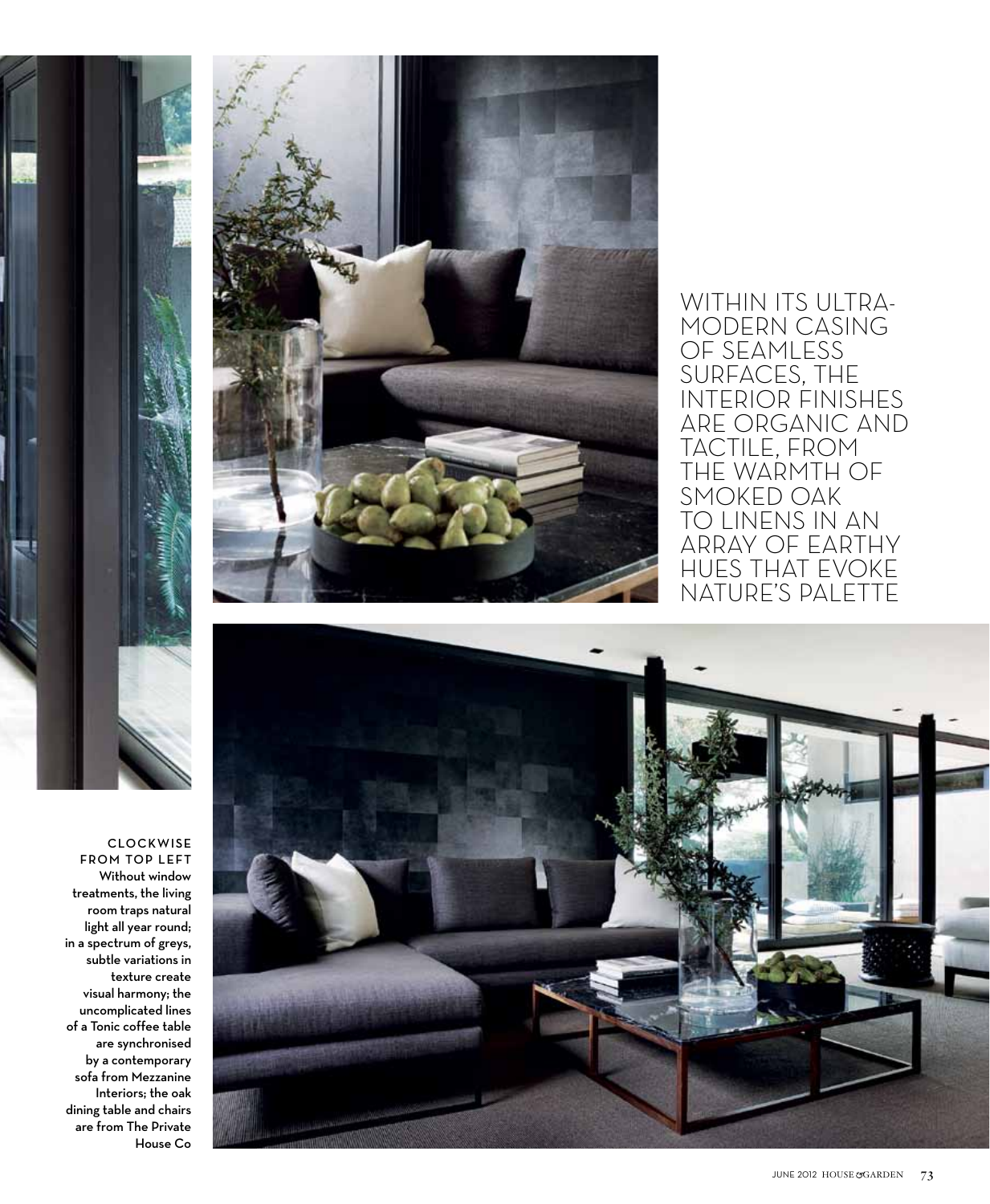WITHIN ITS ULTRA-MODERN CASING OF SEAMLESS SURFACES, THE INTERIOR FINISHES ARE ORGANIC AND TACTILE, FROM THE WARMTH OF SMOKED OAK TO LINENS IN AN ARRAY OF EARTHY HUES THAT EVOKE NATURE'S PALETTE

**CLOCKWISE FROM TOP LEFT** Without window treatments, the living room traps natural light all year round; in a spectrum of greys, subtle variations in texture create visual harmony; the uncomplicated lines of a Tonic coffee table are synchronised by a contemporary sofa from Mezzanine Interiors; the oak dining table and chairs are from The Private House Co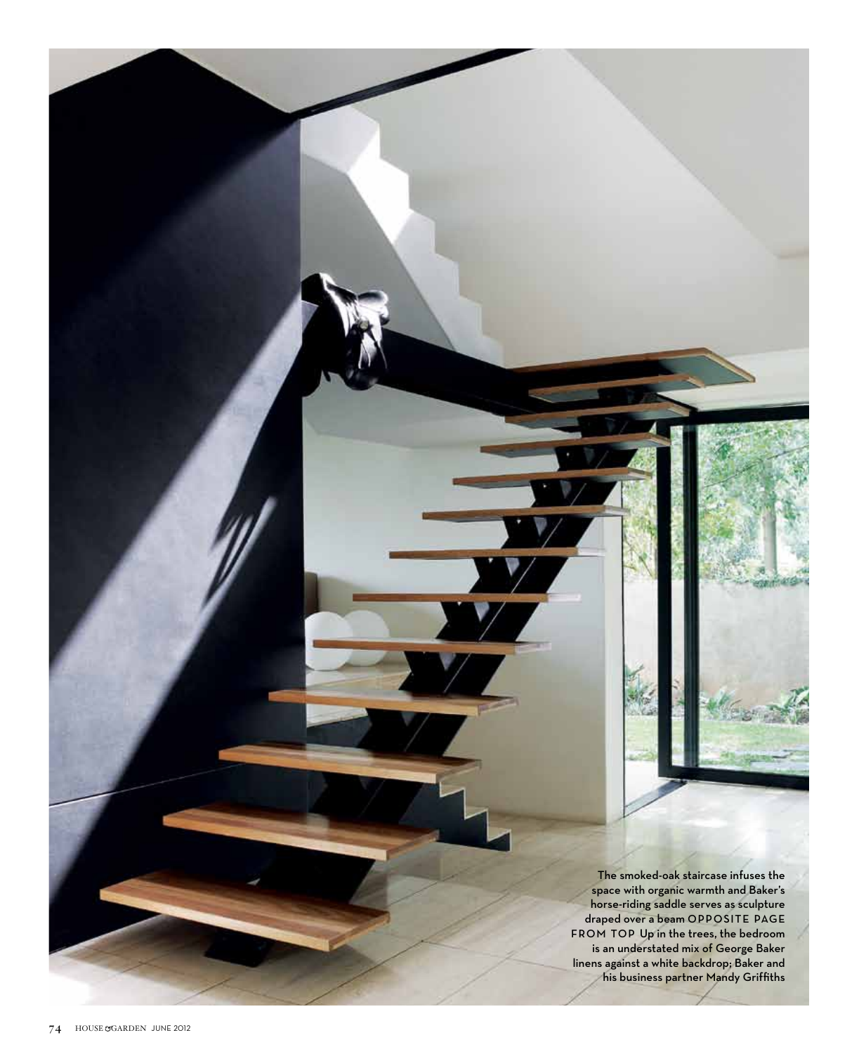The smoked-oak staircase infuses the space with organic warmth and Baker's horse-riding saddle serves as sculpture draped over a beam **OPPOSITE PAGE FROM TOP** Up in the trees, the bedroom is an understated mix of George Baker linens against a white backdrop; Baker and his business partner Mandy Griffiths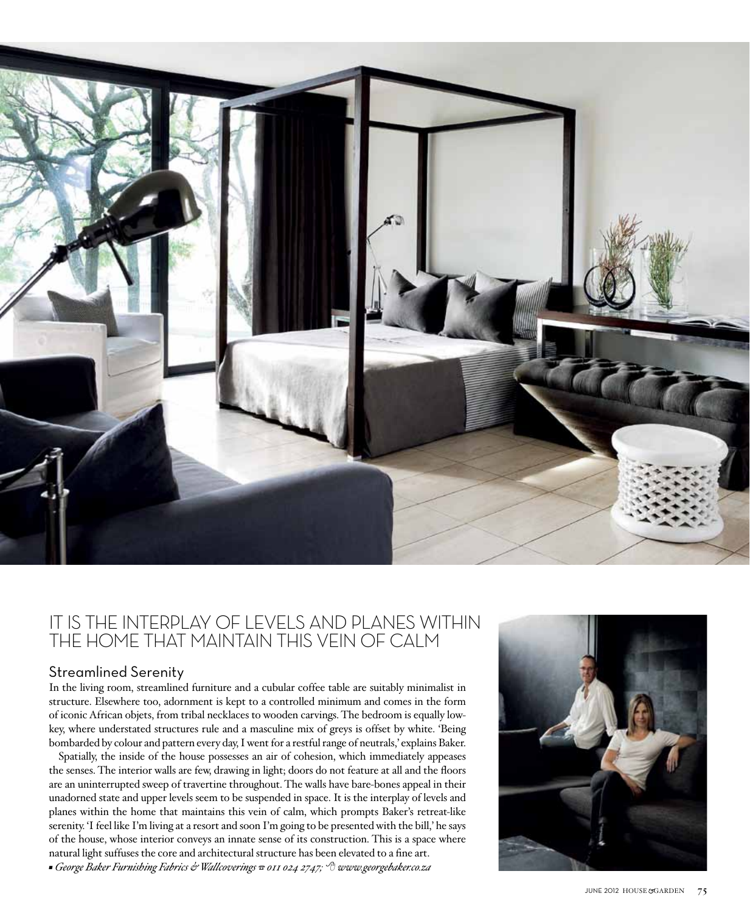## IT IS THE INTERPLAY OF LEVELS AND PLANES WITHIN THE HOME THAT MAINTAIN THIS VEIN OF CALM

### Streamlined Serenity

In the living room, streamlined furniture and a cubular coffee table are suitably minimalist in structure. Elsewhere too, adornment is kept to a controlled minimum and comes in the form of iconic African objets, from tribal necklaces to wooden carvings. The bedroom is equally low-key, where understated structures rule and a masculine mix of greys is offset by white. 'Being bombarded by colour and pattern every day, I went for a restful range of neutrals,' explains Baker.

Spatially, the inside of the house possesses an air of cohesion, which immediately appeases the senses. The interior walls are few, drawing in light; doors do not feature at all and the floors are an uninterrupted sweep of travertine throughout. The walls have bare-bones appeal in their unadorned state and upper levels seem to be suspended in space. It is the interplay of levels and planes within the home that maintains this vein of calm, which prompts Baker's retreat-like serenity. 'I feel like I'm living at a resort and soon I'm going to be presented with the bill,' he says of the house, whose interior conveys an innate sense of its construction. This is a space where natural light suffuses the core and architectural structure has been elevated to a fine art.

▪ *George Baker Furnishing Fabrics & Wallcoverings ☎ 011 024 2747; www.georgebaker.co.za*